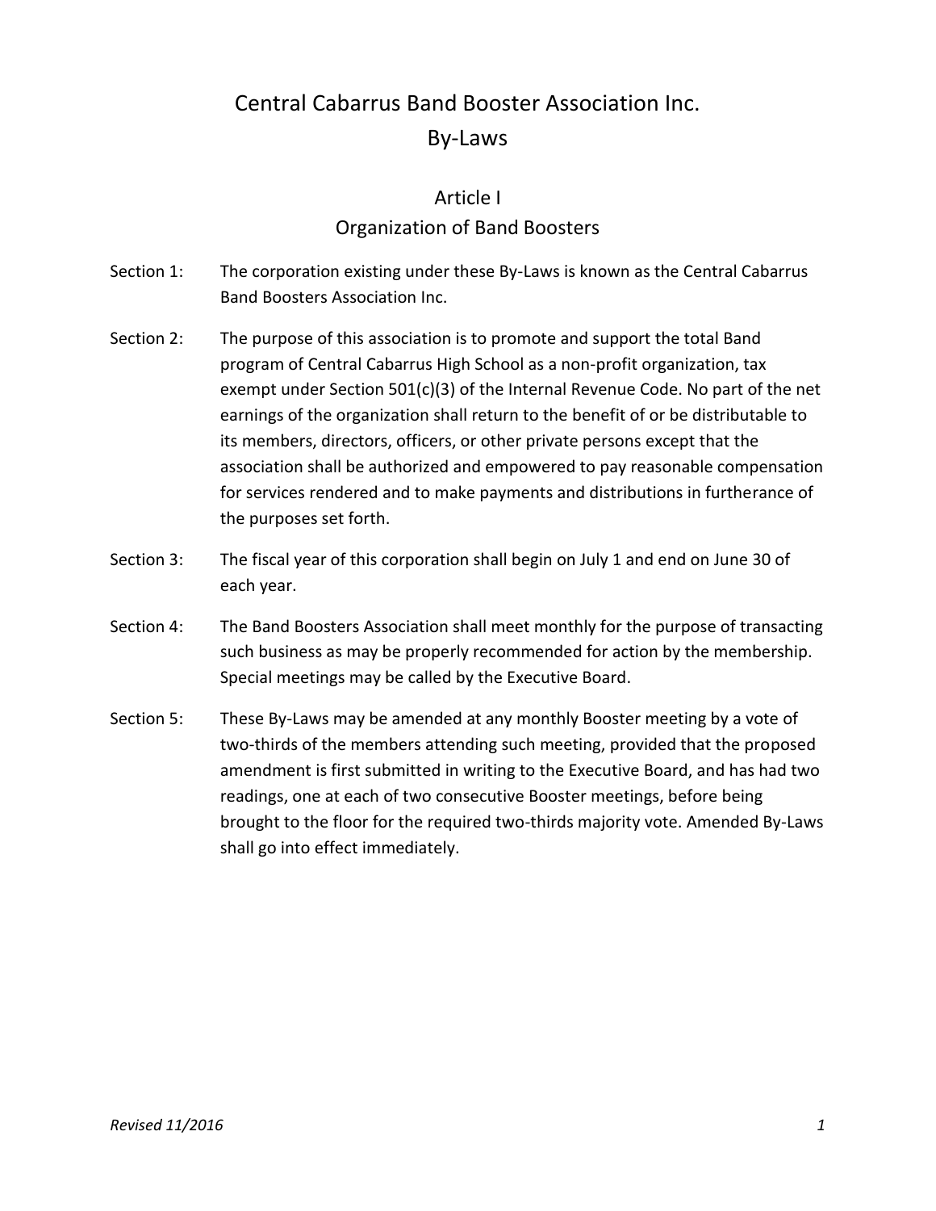# Central Cabarrus Band Booster Association Inc.
# By-Laws

## Article I
## Organization of Band Boosters

Section 1: The corporation existing under these By-Laws is known as the Central Cabarrus Band Boosters Association Inc.

Section 2: The purpose of this association is to promote and support the total Band program of Central Cabarrus High School as a non-profit organization, tax exempt under Section 501(c)(3) of the Internal Revenue Code. No part of the net earnings of the organization shall return to the benefit of or be distributable to its members, directors, officers, or other private persons except that the association shall be authorized and empowered to pay reasonable compensation for services rendered and to make payments and distributions in furtherance of the purposes set forth.

Section 3: The fiscal year of this corporation shall begin on July 1 and end on June 30 of each year.

Section 4: The Band Boosters Association shall meet monthly for the purpose of transacting such business as may be properly recommended for action by the membership. Special meetings may be called by the Executive Board.

Section 5: These By-Laws may be amended at any monthly Booster meeting by a vote of two-thirds of the members attending such meeting, provided that the proposed amendment is first submitted in writing to the Executive Board, and has had two readings, one at each of two consecutive Booster meetings, before being brought to the floor for the required two-thirds majority vote. Amended By-Laws shall go into effect immediately.

*Revised 11/2016*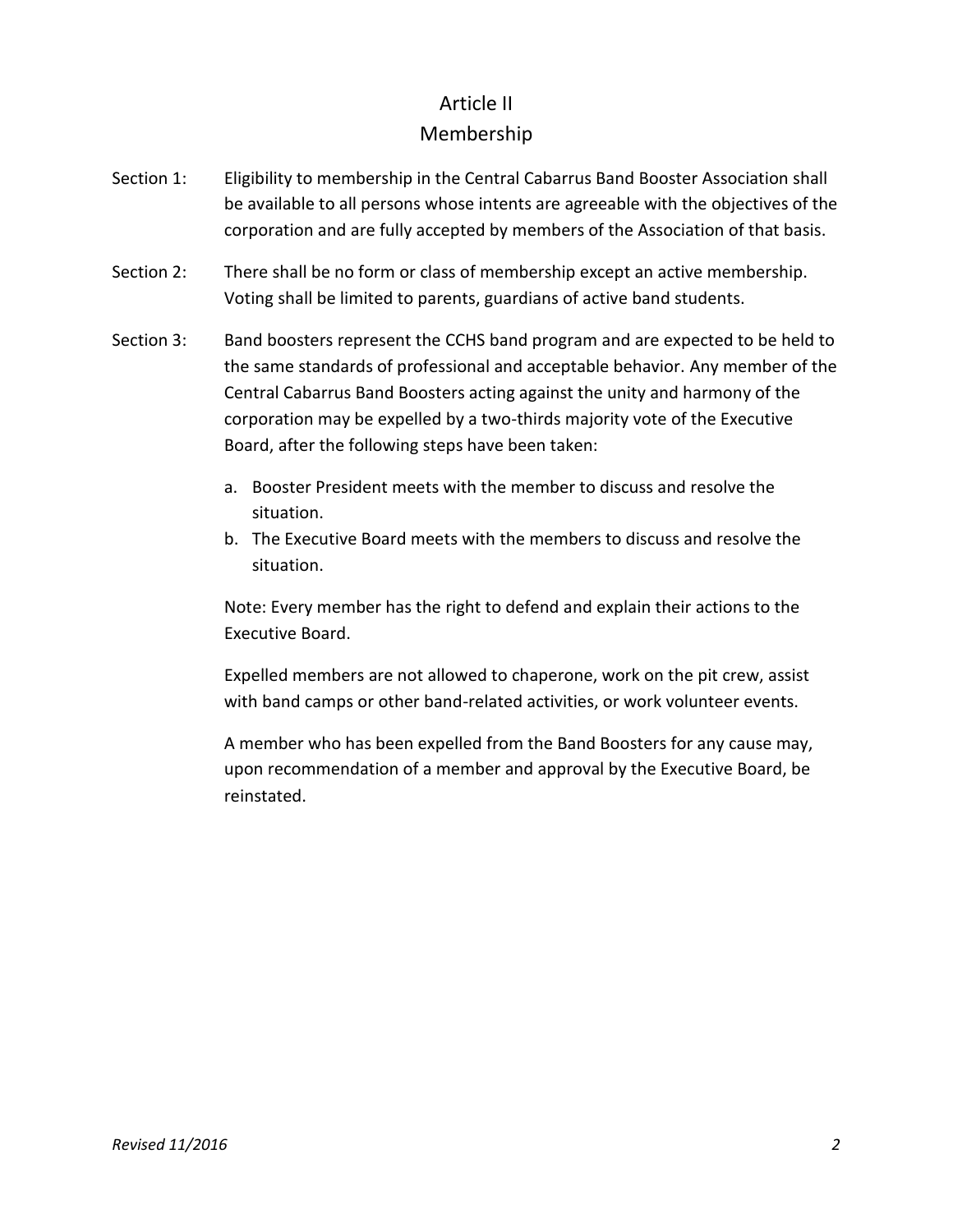# Article II
## Membership

Section 1: Eligibility to membership in the Central Cabarrus Band Booster Association shall be available to all persons whose intents are agreeable with the objectives of the corporation and are fully accepted by members of the Association of that basis.

Section 2: There shall be no form or class of membership except an active membership. Voting shall be limited to parents, guardians of active band students.

Section 3: Band boosters represent the CCHS band program and are expected to be held to the same standards of professional and acceptable behavior. Any member of the Central Cabarrus Band Boosters acting against the unity and harmony of the corporation may be expelled by a two-thirds majority vote of the Executive Board, after the following steps have been taken:

a. Booster President meets with the member to discuss and resolve the situation.
b. The Executive Board meets with the members to discuss and resolve the situation.

Note: Every member has the right to defend and explain their actions to the Executive Board.

Expelled members are not allowed to chaperone, work on the pit crew, assist with band camps or other band-related activities, or work volunteer events.

A member who has been expelled from the Band Boosters for any cause may, upon recommendation of a member and approval by the Executive Board, be reinstated.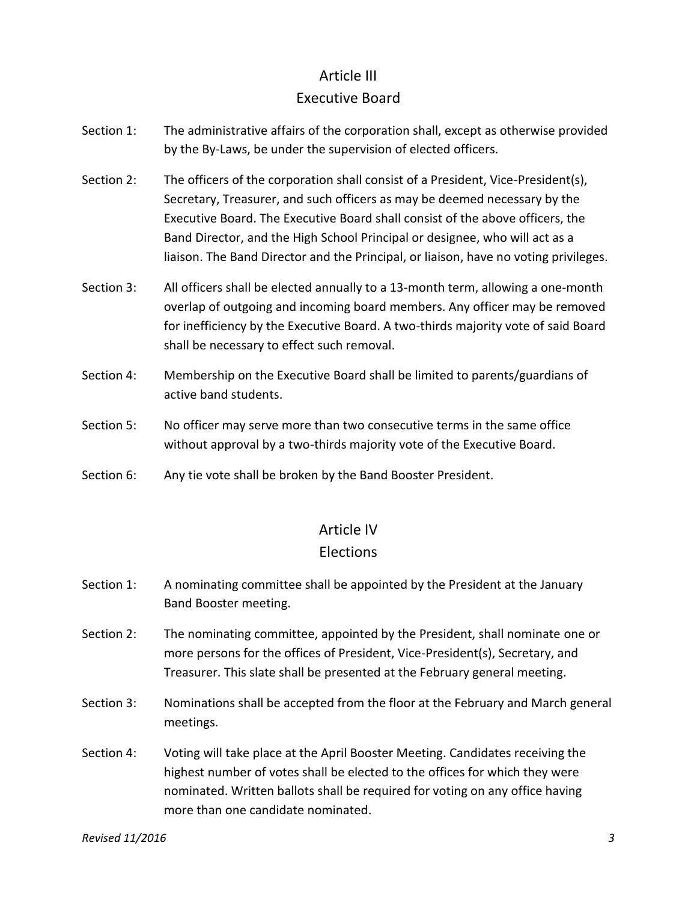## Article III
## Executive Board

Section 1: The administrative affairs of the corporation shall, except as otherwise provided by the By-Laws, be under the supervision of elected officers.

Section 2: The officers of the corporation shall consist of a President, Vice-President(s), Secretary, Treasurer, and such officers as may be deemed necessary by the Executive Board. The Executive Board shall consist of the above officers, the Band Director, and the High School Principal or designee, who will act as a liaison. The Band Director and the Principal, or liaison, have no voting privileges.

Section 3: All officers shall be elected annually to a 13-month term, allowing a one-month overlap of outgoing and incoming board members. Any officer may be removed for inefficiency by the Executive Board. A two-thirds majority vote of said Board shall be necessary to effect such removal.

Section 4: Membership on the Executive Board shall be limited to parents/guardians of active band students.

Section 5: No officer may serve more than two consecutive terms in the same office without approval by a two-thirds majority vote of the Executive Board.

Section 6: Any tie vote shall be broken by the Band Booster President.

## Article IV
## Elections

Section 1: A nominating committee shall be appointed by the President at the January Band Booster meeting.

Section 2: The nominating committee, appointed by the President, shall nominate one or more persons for the offices of President, Vice-President(s), Secretary, and Treasurer. This slate shall be presented at the February general meeting.

Section 3: Nominations shall be accepted from the floor at the February and March general meetings.

Section 4: Voting will take place at the April Booster Meeting. Candidates receiving the highest number of votes shall be elected to the offices for which they were nominated. Written ballots shall be required for voting on any office having more than one candidate nominated.

*Revised 11/2016*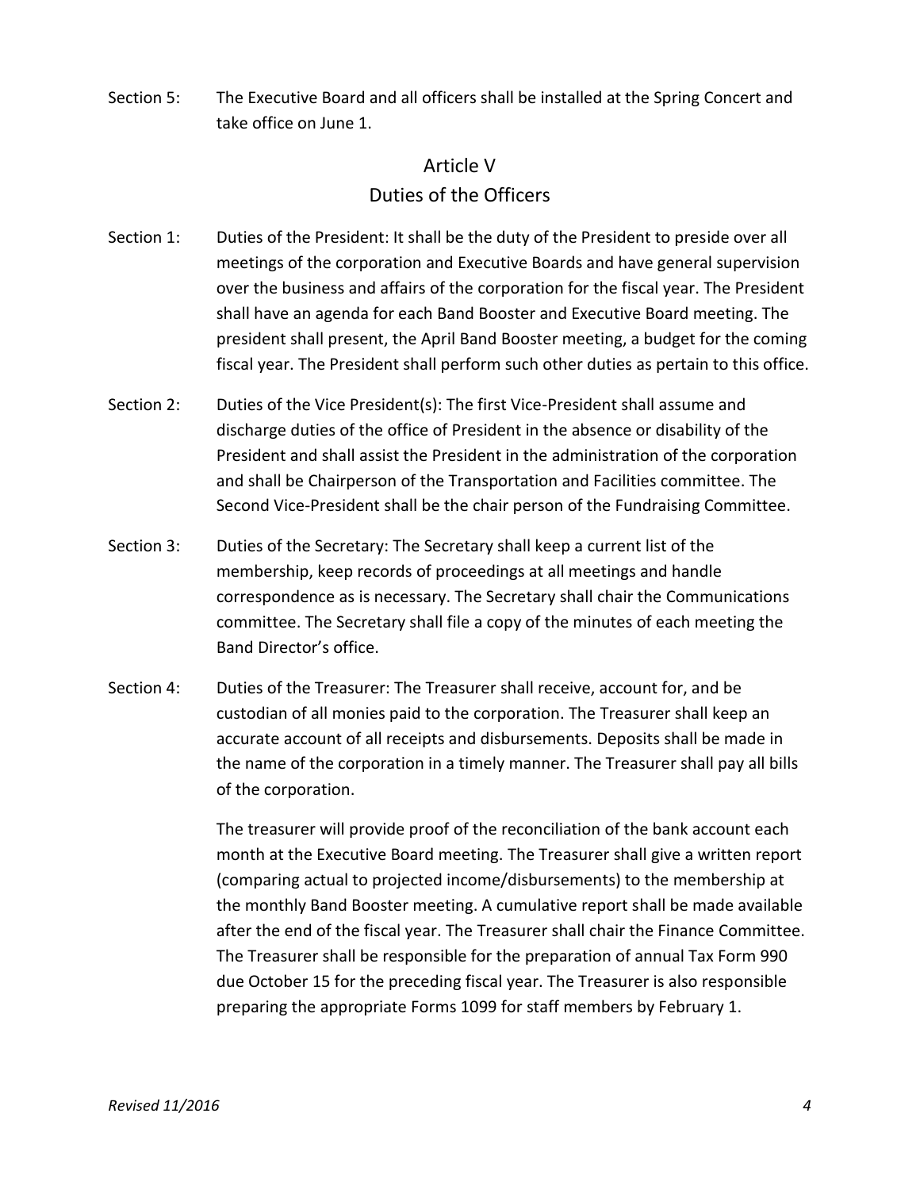Section 5: The Executive Board and all officers shall be installed at the Spring Concert and take office on June 1.

## Article V
## Duties of the Officers

Section 1: Duties of the President: It shall be the duty of the President to preside over all meetings of the corporation and Executive Boards and have general supervision over the business and affairs of the corporation for the fiscal year. The President shall have an agenda for each Band Booster and Executive Board meeting. The president shall present, the April Band Booster meeting, a budget for the coming fiscal year. The President shall perform such other duties as pertain to this office.

Section 2: Duties of the Vice President(s): The first Vice-President shall assume and discharge duties of the office of President in the absence or disability of the President and shall assist the President in the administration of the corporation and shall be Chairperson of the Transportation and Facilities committee. The Second Vice-President shall be the chair person of the Fundraising Committee.

Section 3: Duties of the Secretary: The Secretary shall keep a current list of the membership, keep records of proceedings at all meetings and handle correspondence as is necessary. The Secretary shall chair the Communications committee. The Secretary shall file a copy of the minutes of each meeting the Band Director's office.

Section 4: Duties of the Treasurer: The Treasurer shall receive, account for, and be custodian of all monies paid to the corporation. The Treasurer shall keep an accurate account of all receipts and disbursements. Deposits shall be made in the name of the corporation in a timely manner. The Treasurer shall pay all bills of the corporation.

The treasurer will provide proof of the reconciliation of the bank account each month at the Executive Board meeting. The Treasurer shall give a written report (comparing actual to projected income/disbursements) to the membership at the monthly Band Booster meeting. A cumulative report shall be made available after the end of the fiscal year. The Treasurer shall chair the Finance Committee. The Treasurer shall be responsible for the preparation of annual Tax Form 990 due October 15 for the preceding fiscal year. The Treasurer is also responsible preparing the appropriate Forms 1099 for staff members by February 1.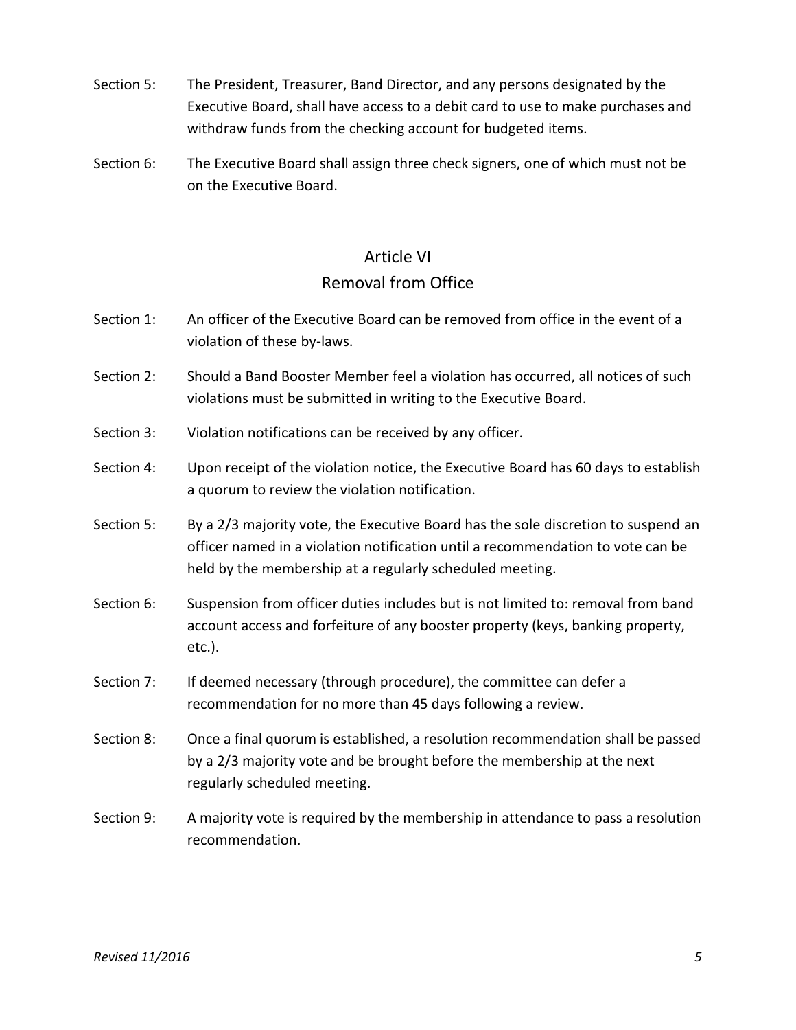Section 5: The President, Treasurer, Band Director, and any persons designated by the Executive Board, shall have access to a debit card to use to make purchases and withdraw funds from the checking account for budgeted items.

Section 6: The Executive Board shall assign three check signers, one of which must not be on the Executive Board.

## Article VI
## Removal from Office

Section 1: An officer of the Executive Board can be removed from office in the event of a violation of these by-laws.

Section 2: Should a Band Booster Member feel a violation has occurred, all notices of such violations must be submitted in writing to the Executive Board.

Section 3: Violation notifications can be received by any officer.

Section 4: Upon receipt of the violation notice, the Executive Board has 60 days to establish a quorum to review the violation notification.

Section 5: By a 2/3 majority vote, the Executive Board has the sole discretion to suspend an officer named in a violation notification until a recommendation to vote can be held by the membership at a regularly scheduled meeting.

Section 6: Suspension from officer duties includes but is not limited to: removal from band account access and forfeiture of any booster property (keys, banking property, etc.).

Section 7: If deemed necessary (through procedure), the committee can defer a recommendation for no more than 45 days following a review.

Section 8: Once a final quorum is established, a resolution recommendation shall be passed by a 2/3 majority vote and be brought before the membership at the next regularly scheduled meeting.

Section 9: A majority vote is required by the membership in attendance to pass a resolution recommendation.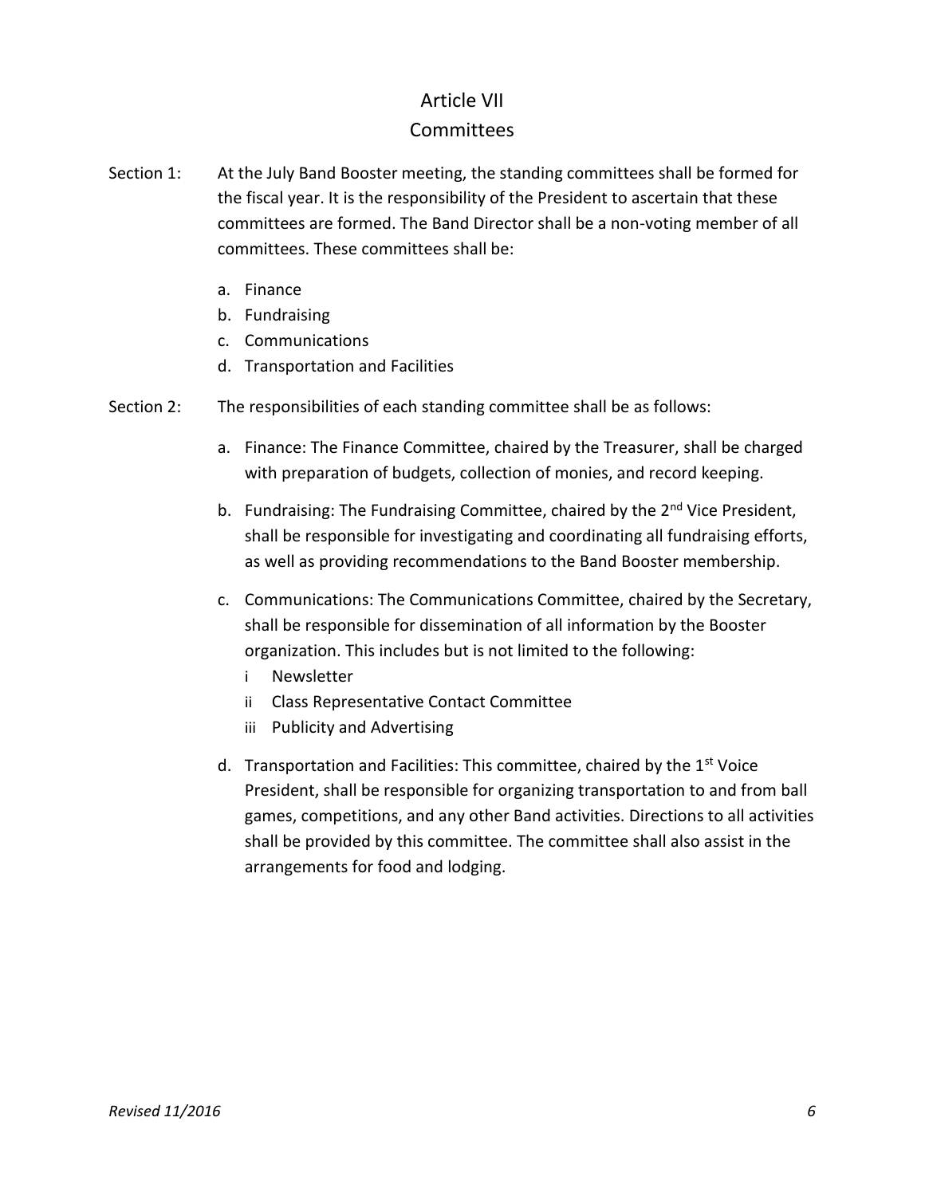# Article VII
## Committees

Section 1: At the July Band Booster meeting, the standing committees shall be formed for the fiscal year. It is the responsibility of the President to ascertain that these committees are formed. The Band Director shall be a non-voting member of all committees. These committees shall be:

a. Finance
b. Fundraising
c. Communications
d. Transportation and Facilities

Section 2: The responsibilities of each standing committee shall be as follows:

a. Finance: The Finance Committee, chaired by the Treasurer, shall be charged with preparation of budgets, collection of monies, and record keeping.

b. Fundraising: The Fundraising Committee, chaired by the 2nd Vice President, shall be responsible for investigating and coordinating all fundraising efforts, as well as providing recommendations to the Band Booster membership.

c. Communications: The Communications Committee, chaired by the Secretary, shall be responsible for dissemination of all information by the Booster organization. This includes but is not limited to the following:
   i Newsletter
   ii Class Representative Contact Committee
   iii Publicity and Advertising

d. Transportation and Facilities: This committee, chaired by the 1st Voice President, shall be responsible for organizing transportation to and from ball games, competitions, and any other Band activities. Directions to all activities shall be provided by this committee. The committee shall also assist in the arrangements for food and lodging.

*Revised 11/2016*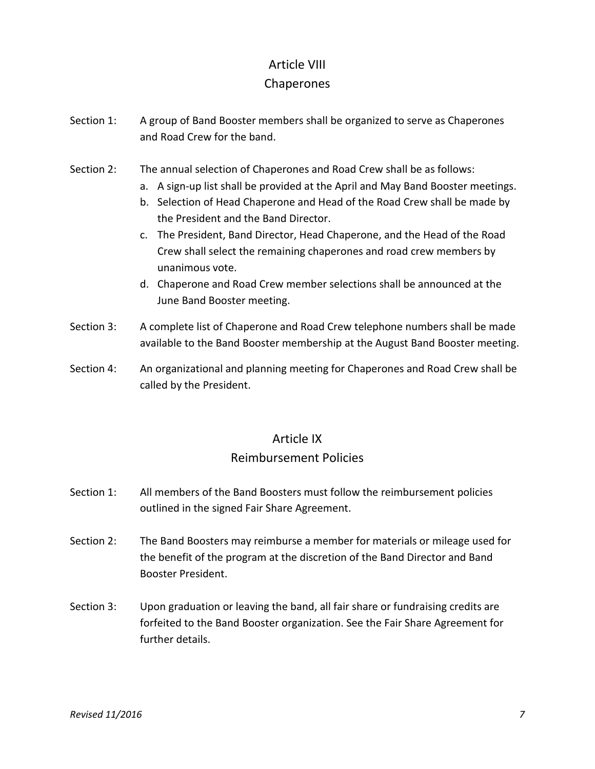## Article VIII
## Chaperones

Section 1: A group of Band Booster members shall be organized to serve as Chaperones and Road Crew for the band.

Section 2: The annual selection of Chaperones and Road Crew shall be as follows:

a. A sign-up list shall be provided at the April and May Band Booster meetings.
b. Selection of Head Chaperone and Head of the Road Crew shall be made by the President and the Band Director.
c. The President, Band Director, Head Chaperone, and the Head of the Road Crew shall select the remaining chaperones and road crew members by unanimous vote.
d. Chaperone and Road Crew member selections shall be announced at the June Band Booster meeting.

Section 3: A complete list of Chaperone and Road Crew telephone numbers shall be made available to the Band Booster membership at the August Band Booster meeting.

Section 4: An organizational and planning meeting for Chaperones and Road Crew shall be called by the President.

## Article IX
## Reimbursement Policies

Section 1: All members of the Band Boosters must follow the reimbursement policies outlined in the signed Fair Share Agreement.

Section 2: The Band Boosters may reimburse a member for materials or mileage used for the benefit of the program at the discretion of the Band Director and Band Booster President.

Section 3: Upon graduation or leaving the band, all fair share or fundraising credits are forfeited to the Band Booster organization. See the Fair Share Agreement for further details.